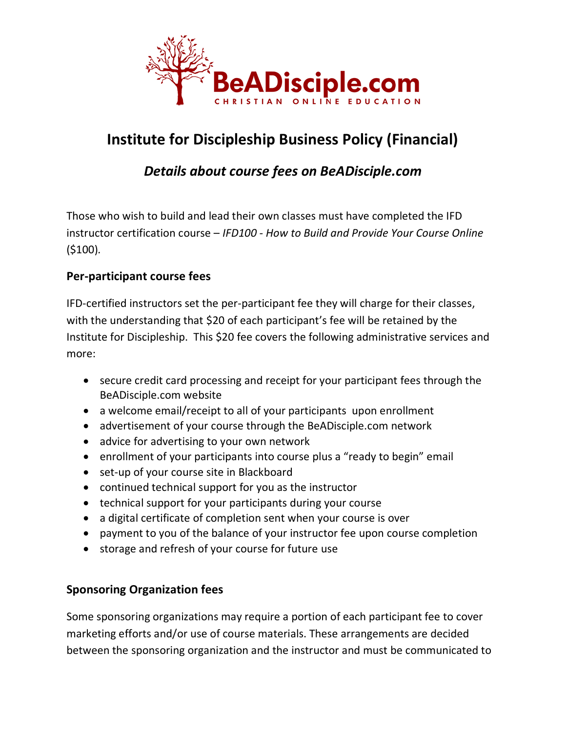BeADisciple.com

CHRISTIAN ONLINE EDUCATION

# Institute for Discipleship Business Policy (Financial)

## *Details about course fees on BeADisciple.com*

Those who wish to build and lead their own classes must have completed the IFD instructor certification course – *IFD100 - How to Build and Provide Your Course Online* ($100).

### Per-participant course fees

IFD-certified instructors set the per-participant fee they will charge for their classes, with the understanding that $20 of each participant's fee will be retained by the Institute for Discipleship. This $20 fee covers the following administrative services and more:

- secure credit card processing and receipt for your participant fees through the BeADisciple.com website
- a welcome email/receipt to all of your participants upon enrollment
- advertisement of your course through the BeADisciple.com network
- advice for advertising to your own network
- enrollment of your participants into course plus a "ready to begin" email
- set-up of your course site in Blackboard
- continued technical support for you as the instructor
- technical support for your participants during your course
- a digital certificate of completion sent when your course is over
- payment to you of the balance of your instructor fee upon course completion
- storage and refresh of your course for future use

### Sponsoring Organization fees

Some sponsoring organizations may require a portion of each participant fee to cover marketing efforts and/or use of course materials. These arrangements are decided between the sponsoring organization and the instructor and must be communicated to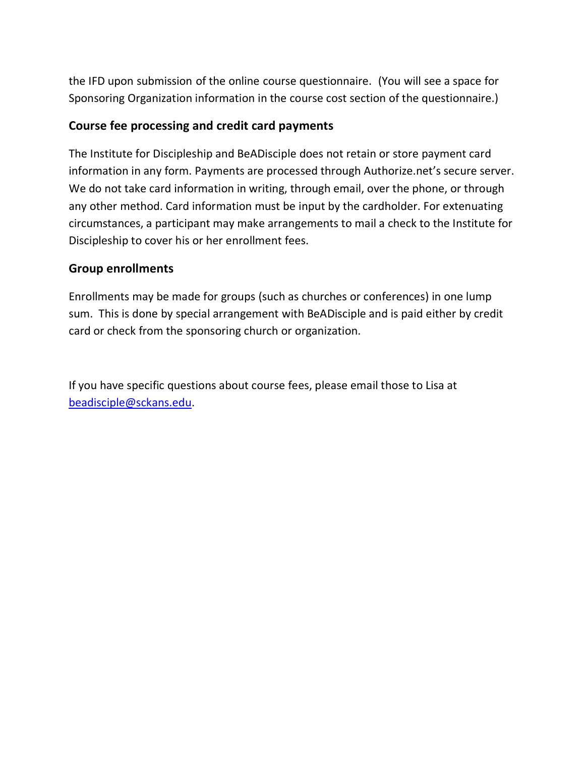the IFD upon submission of the online course questionnaire. (You will see a space for Sponsoring Organization information in the course cost section of the questionnaire.)

## Course fee processing and credit card payments

The Institute for Discipleship and BeADisciple does not retain or store payment card information in any form. Payments are processed through Authorize.net's secure server. We do not take card information in writing, through email, over the phone, or through any other method. Card information must be input by the cardholder. For extenuating circumstances, a participant may make arrangements to mail a check to the Institute for Discipleship to cover his or her enrollment fees.

## Group enrollments

Enrollments may be made for groups (such as churches or conferences) in one lump sum. This is done by special arrangement with BeADisciple and is paid either by credit card or check from the sponsoring church or organization.

If you have specific questions about course fees, please email those to Lisa at beadisciple@sckans.edu.